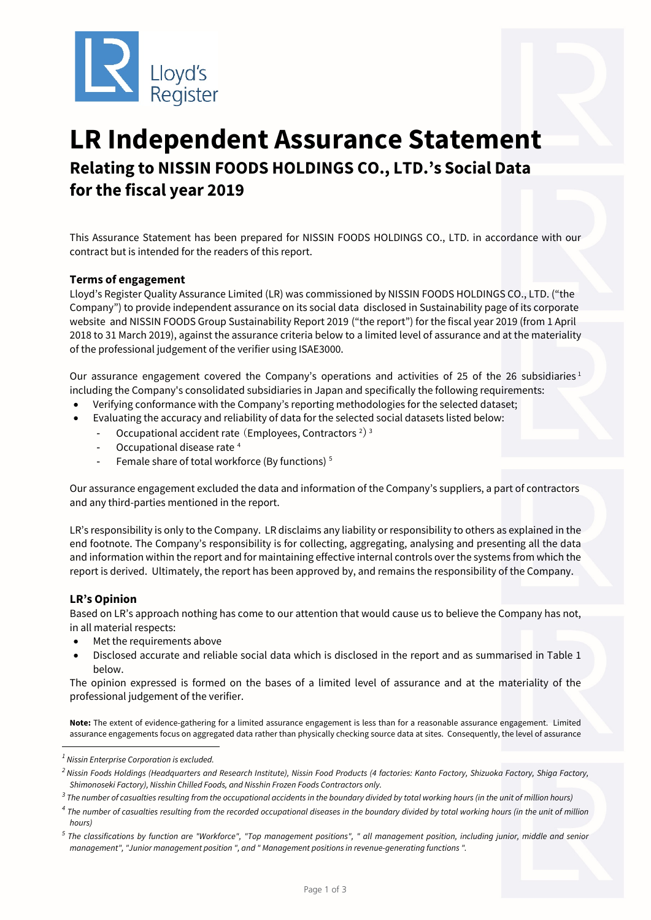Lloyd's Register

# LR Independent Assurance Statement

## Relating to NISSIN FOODS HOLDINGS CO., LTD.'s Social Data for the fiscal year 2019

This Assurance Statement has been prepared for NISSIN FOODS HOLDINGS CO., LTD. in accordance with our contract but is intended for the readers of this report.

### Terms of engagement

Lloyd's Register Quality Assurance Limited (LR) was commissioned by NISSIN FOODS HOLDINGS CO., LTD. ("the Company") to provide independent assurance on its social data disclosed in Sustainability page of its corporate website and NISSIN FOODS Group Sustainability Report 2019 ("the report") for the fiscal year 2019 (from 1 April 2018 to 31 March 2019), against the assurance criteria below to a limited level of assurance and at the materiality of the professional judgement of the verifier using ISAE3000.

Our assurance engagement covered the Company's operations and activities of 25 of the 26 subsidiaries[1] including the Company's consolidated subsidiaries in Japan and specifically the following requirements:

- Verifying conformance with the Company's reporting methodologies for the selected dataset;
- Evaluating the accuracy and reliability of data for the selected social datasets listed below:
  - Occupational accident rate（Employees, Contractors[2]）[3]
  - Occupational disease rate[4]
  - Female share of total workforce (By functions)[5]

Our assurance engagement excluded the data and information of the Company's suppliers, a part of contractors and any third-parties mentioned in the report.

LR's responsibility is only to the Company. LR disclaims any liability or responsibility to others as explained in the end footnote. The Company's responsibility is for collecting, aggregating, analysing and presenting all the data and information within the report and for maintaining effective internal controls over the systems from which the report is derived. Ultimately, the report has been approved by, and remains the responsibility of the Company.

### LR's Opinion

Based on LR's approach nothing has come to our attention that would cause us to believe the Company has not, in all material respects:

- Met the requirements above
- Disclosed accurate and reliable social data which is disclosed in the report and as summarised in Table 1 below.

The opinion expressed is formed on the bases of a limited level of assurance and at the materiality of the professional judgement of the verifier.

**Note:** The extent of evidence-gathering for a limited assurance engagement is less than for a reasonable assurance engagement. Limited assurance engagements focus on aggregated data rather than physically checking source data at sites. Consequently, the level of assurance

---

*[1] Nissin Enterprise Corporation is excluded.*

*[2] Nissin Foods Holdings (Headquarters and Research Institute), Nissin Food Products (4 factories: Kanto Factory, Shizuoka Factory, Shiga Factory, Shimonoseki Factory), Nisshin Chilled Foods, and Nisshin Frozen Foods Contractors only.*

*[3] The number of casualties resulting from the occupational accidents in the boundary divided by total working hours (in the unit of million hours)*

*[4] The number of casualties resulting from the recorded occupational diseases in the boundary divided by total working hours (in the unit of million hours)*

*[5] The classifications by function are "Workforce", "Top management positions", " all management position, including junior, middle and senior management", "Junior management position ", and " Management positions in revenue-generating functions ".*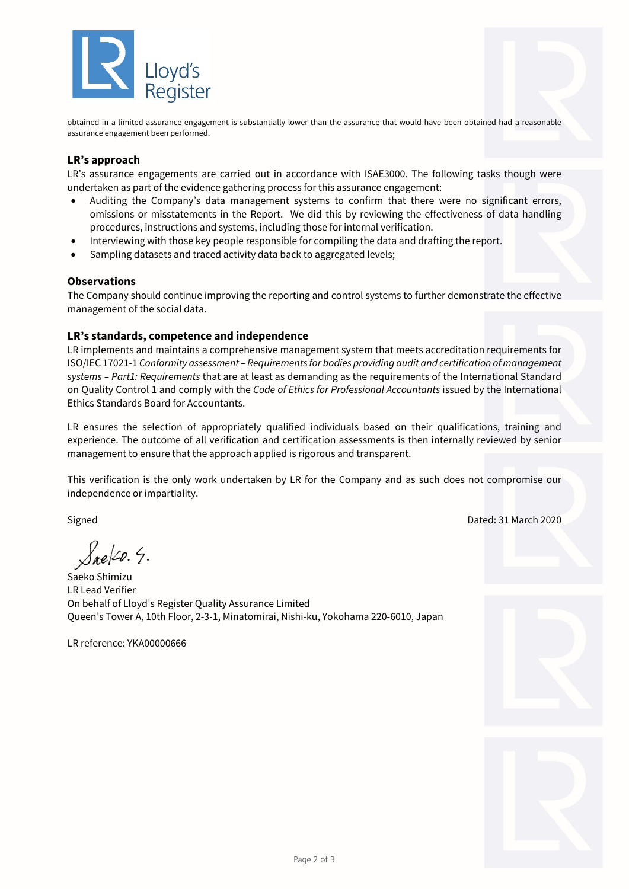obtained in a limited assurance engagement is substantially lower than the assurance that would have been obtained had a reasonable assurance engagement been performed.

### LR's approach

LR's assurance engagements are carried out in accordance with ISAE3000. The following tasks though were undertaken as part of the evidence gathering process for this assurance engagement:

- Auditing the Company's data management systems to confirm that there were no significant errors, omissions or misstatements in the Report. We did this by reviewing the effectiveness of data handling procedures, instructions and systems, including those for internal verification.
- Interviewing with those key people responsible for compiling the data and drafting the report.
- Sampling datasets and traced activity data back to aggregated levels;

### Observations

The Company should continue improving the reporting and control systems to further demonstrate the effective management of the social data.

### LR's standards, competence and independence

LR implements and maintains a comprehensive management system that meets accreditation requirements for ISO/IEC 17021-1 *Conformity assessment – Requirements for bodies providing audit and certification of management systems – Part1: Requirements* that are at least as demanding as the requirements of the International Standard on Quality Control 1 and comply with the *Code of Ethics for Professional Accountants* issued by the International Ethics Standards Board for Accountants.

LR ensures the selection of appropriately qualified individuals based on their qualifications, training and experience. The outcome of all verification and certification assessments is then internally reviewed by senior management to ensure that the approach applied is rigorous and transparent.

This verification is the only work undertaken by LR for the Company and as such does not compromise our independence or impartiality.

Signed

Dated: 31 March 2020

Saeko S.

Saeko Shimizu
LR Lead Verifier
On behalf of Lloyd's Register Quality Assurance Limited
Queen's Tower A, 10th Floor, 2-3-1, Minatomirai, Nishi-ku, Yokohama 220-6010, Japan

LR reference: YKA00000666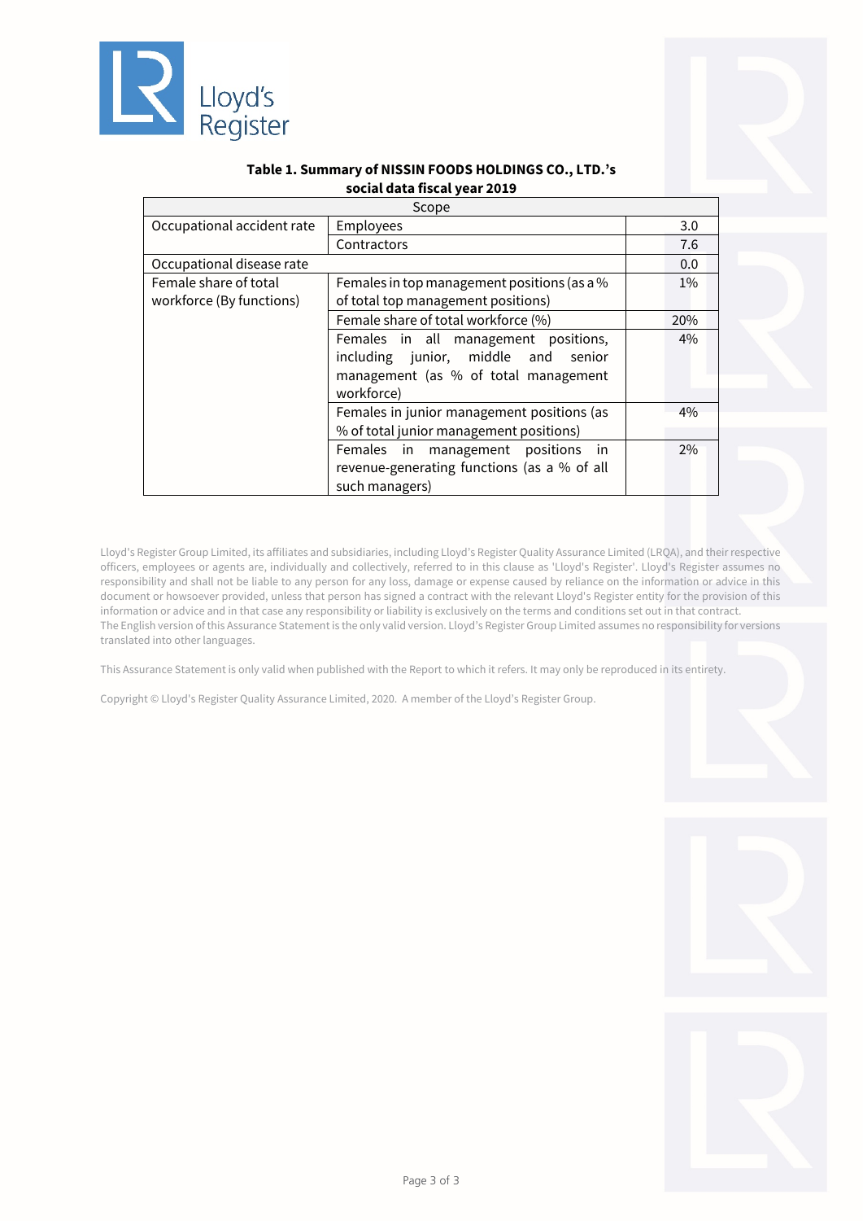**Table 1. Summary of NISSIN FOODS HOLDINGS CO., LTD.'s social data fiscal year 2019**

| Scope | | |
|---|---|---|
| Occupational accident rate | Employees | 3.0 |
| | Contractors | 7.6 |
| Occupational disease rate | | 0.0 |
| Female share of total workforce (By functions) | Females in top management positions (as a % of total top management positions) | 1% |
| | Female share of total workforce (%) | 20% |
| | Females in all management positions, including junior, middle and senior management (as % of total management workforce) | 4% |
| | Females in junior management positions (as % of total junior management positions) | 4% |
| | Females in management positions in revenue-generating functions (as a % of all such managers) | 2% |

Lloyd's Register Group Limited, its affiliates and subsidiaries, including Lloyd's Register Quality Assurance Limited (LRQA), and their respective officers, employees or agents are, individually and collectively, referred to in this clause as 'Lloyd's Register'. Lloyd's Register assumes no responsibility and shall not be liable to any person for any loss, damage or expense caused by reliance on the information or advice in this document or howsoever provided, unless that person has signed a contract with the relevant Lloyd's Register entity for the provision of this information or advice and in that case any responsibility or liability is exclusively on the terms and conditions set out in that contract.
The English version of this Assurance Statement is the only valid version. Lloyd's Register Group Limited assumes no responsibility for versions translated into other languages.

This Assurance Statement is only valid when published with the Report to which it refers. It may only be reproduced in its entirety.

Copyright © Lloyd's Register Quality Assurance Limited, 2020. A member of the Lloyd's Register Group.